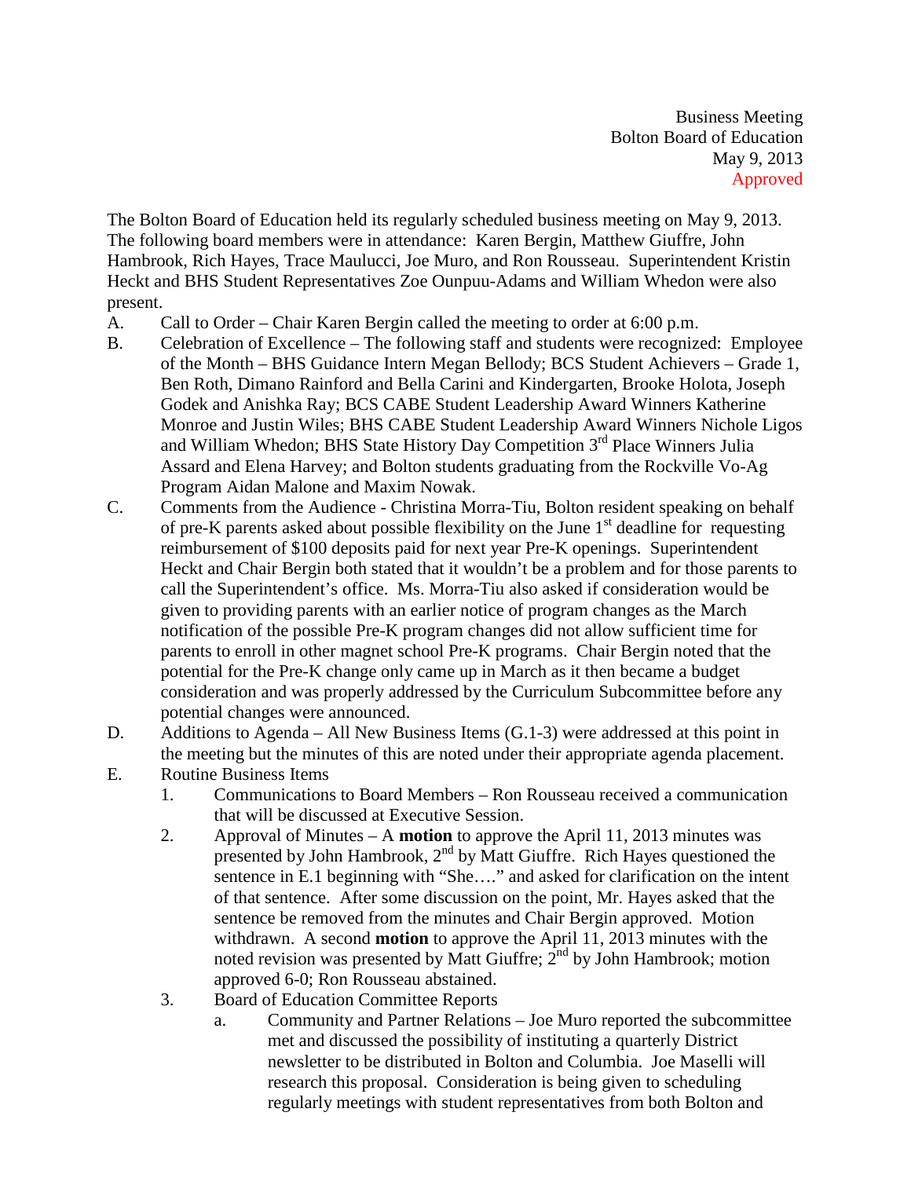Business Meeting
Bolton Board of Education
May 9, 2013
Approved

The Bolton Board of Education held its regularly scheduled business meeting on May 9, 2013. The following board members were in attendance: Karen Bergin, Matthew Giuffre, John Hambrook, Rich Hayes, Trace Maulucci, Joe Muro, and Ron Rousseau. Superintendent Kristin Heckt and BHS Student Representatives Zoe Ounpuu-Adams and William Whedon were also present.

A. Call to Order – Chair Karen Bergin called the meeting to order at 6:00 p.m.

B. Celebration of Excellence – The following staff and students were recognized: Employee of the Month – BHS Guidance Intern Megan Bellody; BCS Student Achievers – Grade 1, Ben Roth, Dimano Rainford and Bella Carini and Kindergarten, Brooke Holota, Joseph Godek and Anishka Ray; BCS CABE Student Leadership Award Winners Katherine Monroe and Justin Wiles; BHS CABE Student Leadership Award Winners Nichole Ligos and William Whedon; BHS State History Day Competition 3rd Place Winners Julia Assard and Elena Harvey; and Bolton students graduating from the Rockville Vo-Ag Program Aidan Malone and Maxim Nowak.

C. Comments from the Audience - Christina Morra-Tiu, Bolton resident speaking on behalf of pre-K parents asked about possible flexibility on the June 1st deadline for requesting reimbursement of $100 deposits paid for next year Pre-K openings. Superintendent Heckt and Chair Bergin both stated that it wouldn't be a problem and for those parents to call the Superintendent's office. Ms. Morra-Tiu also asked if consideration would be given to providing parents with an earlier notice of program changes as the March notification of the possible Pre-K program changes did not allow sufficient time for parents to enroll in other magnet school Pre-K programs. Chair Bergin noted that the potential for the Pre-K change only came up in March as it then became a budget consideration and was properly addressed by the Curriculum Subcommittee before any potential changes were announced.

D. Additions to Agenda – All New Business Items (G.1-3) were addressed at this point in the meeting but the minutes of this are noted under their appropriate agenda placement.

E. Routine Business Items

1. Communications to Board Members – Ron Rousseau received a communication that will be discussed at Executive Session.

2. Approval of Minutes – A **motion** to approve the April 11, 2013 minutes was presented by John Hambrook, 2nd by Matt Giuffre. Rich Hayes questioned the sentence in E.1 beginning with "She…." and asked for clarification on the intent of that sentence. After some discussion on the point, Mr. Hayes asked that the sentence be removed from the minutes and Chair Bergin approved. Motion withdrawn. A second **motion** to approve the April 11, 2013 minutes with the noted revision was presented by Matt Giuffre; 2nd by John Hambrook; motion approved 6-0; Ron Rousseau abstained.

3. Board of Education Committee Reports

   a. Community and Partner Relations – Joe Muro reported the subcommittee met and discussed the possibility of instituting a quarterly District newsletter to be distributed in Bolton and Columbia. Joe Maselli will research this proposal. Consideration is being given to scheduling regularly meetings with student representatives from both Bolton and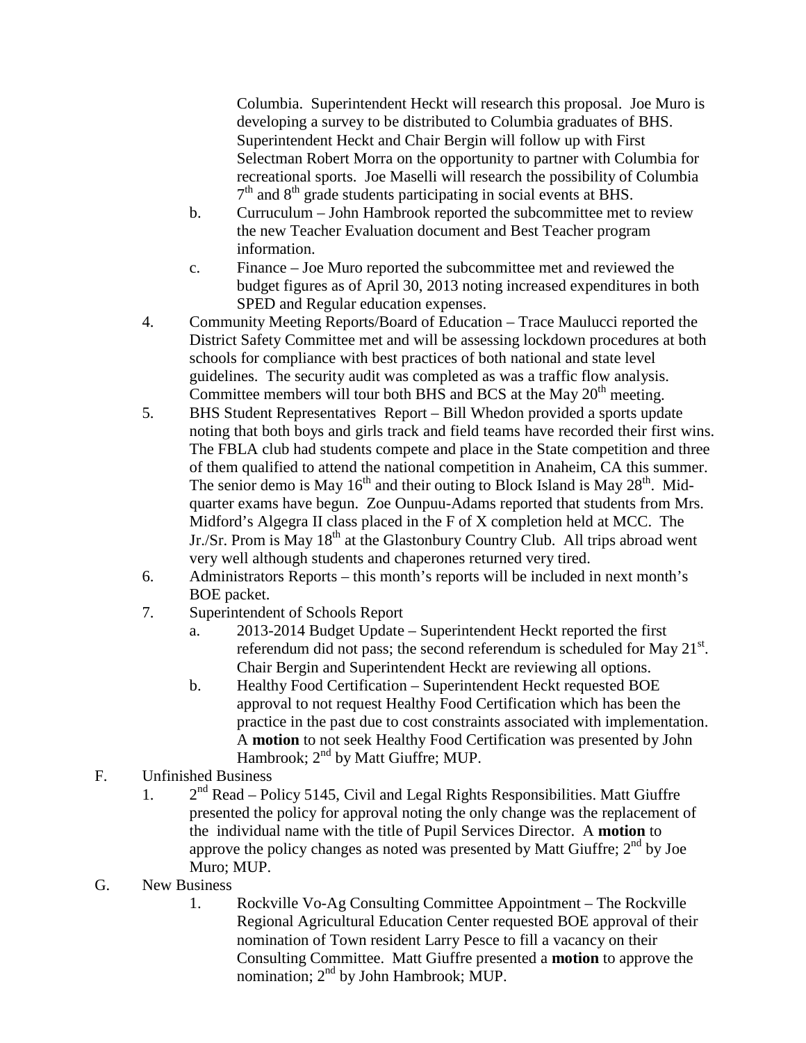Columbia. Superintendent Heckt will research this proposal. Joe Muro is developing a survey to be distributed to Columbia graduates of BHS. Superintendent Heckt and Chair Bergin will follow up with First Selectman Robert Morra on the opportunity to partner with Columbia for recreational sports. Joe Maselli will research the possibility of Columbia 7th and 8th grade students participating in social events at BHS.

   b. Curruculum – John Hambrook reported the subcommittee met to review the new Teacher Evaluation document and Best Teacher program information.

   c. Finance – Joe Muro reported the subcommittee met and reviewed the budget figures as of April 30, 2013 noting increased expenditures in both SPED and Regular education expenses.

4. Community Meeting Reports/Board of Education – Trace Maulucci reported the District Safety Committee met and will be assessing lockdown procedures at both schools for compliance with best practices of both national and state level guidelines. The security audit was completed as was a traffic flow analysis. Committee members will tour both BHS and BCS at the May 20th meeting.

5. BHS Student Representatives Report – Bill Whedon provided a sports update noting that both boys and girls track and field teams have recorded their first wins. The FBLA club had students compete and place in the State competition and three of them qualified to attend the national competition in Anaheim, CA this summer. The senior demo is May 16th and their outing to Block Island is May 28th. Mid-quarter exams have begun. Zoe Ounpuu-Adams reported that students from Mrs. Midford's Algegra II class placed in the F of X completion held at MCC. The Jr./Sr. Prom is May 18th at the Glastonbury Country Club. All trips abroad went very well although students and chaperones returned very tired.

6. Administrators Reports – this month's reports will be included in next month's BOE packet.

7. Superintendent of Schools Report

   a. 2013-2014 Budget Update – Superintendent Heckt reported the first referendum did not pass; the second referendum is scheduled for May 21st. Chair Bergin and Superintendent Heckt are reviewing all options.

   b. Healthy Food Certification – Superintendent Heckt requested BOE approval to not request Healthy Food Certification which has been the practice in the past due to cost constraints associated with implementation. A **motion** to not seek Healthy Food Certification was presented by John Hambrook; 2nd by Matt Giuffre; MUP.

F. Unfinished Business

   1. 2nd Read – Policy 5145, Civil and Legal Rights Responsibilities. Matt Giuffre presented the policy for approval noting the only change was the replacement of the individual name with the title of Pupil Services Director. A **motion** to approve the policy changes as noted was presented by Matt Giuffre; 2nd by Joe Muro; MUP.

G. New Business

   1. Rockville Vo-Ag Consulting Committee Appointment – The Rockville Regional Agricultural Education Center requested BOE approval of their nomination of Town resident Larry Pesce to fill a vacancy on their Consulting Committee. Matt Giuffre presented a **motion** to approve the nomination; 2nd by John Hambrook; MUP.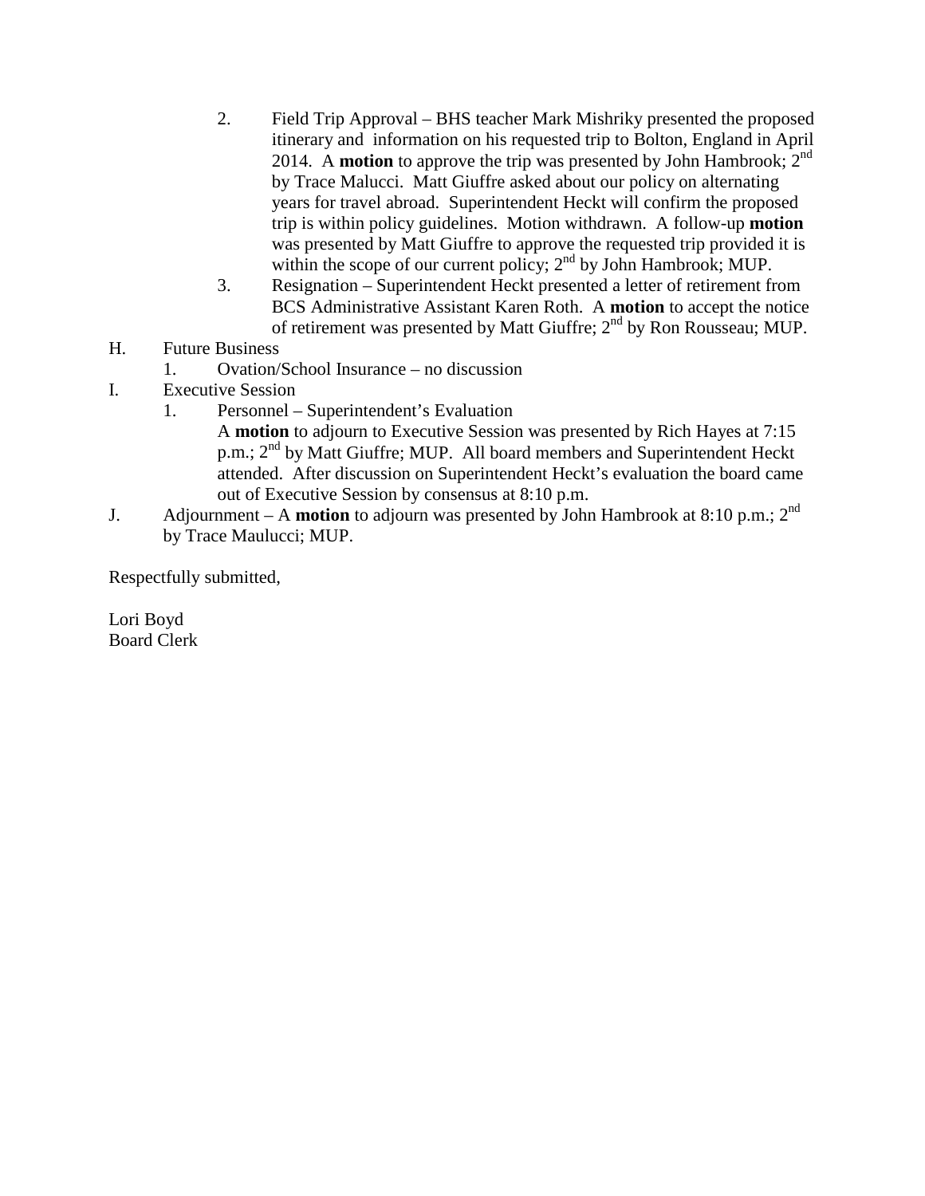2. Field Trip Approval – BHS teacher Mark Mishriky presented the proposed itinerary and information on his requested trip to Bolton, England in April 2014. A **motion** to approve the trip was presented by John Hambrook; 2nd by Trace Malucci. Matt Giuffre asked about our policy on alternating years for travel abroad. Superintendent Heckt will confirm the proposed trip is within policy guidelines. Motion withdrawn. A follow-up **motion** was presented by Matt Giuffre to approve the requested trip provided it is within the scope of our current policy; 2nd by John Hambrook; MUP.
3. Resignation – Superintendent Heckt presented a letter of retirement from BCS Administrative Assistant Karen Roth. A **motion** to accept the notice of retirement was presented by Matt Giuffre; 2nd by Ron Rousseau; MUP.

H. Future Business

1. Ovation/School Insurance – no discussion

I. Executive Session

1. Personnel – Superintendent's Evaluation

   A **motion** to adjourn to Executive Session was presented by Rich Hayes at 7:15 p.m.; 2nd by Matt Giuffre; MUP. All board members and Superintendent Heckt attended. After discussion on Superintendent Heckt's evaluation the board came out of Executive Session by consensus at 8:10 p.m.

J. Adjournment – A **motion** to adjourn was presented by John Hambrook at 8:10 p.m.; 2nd by Trace Maulucci; MUP.

Respectfully submitted,

Lori Boyd
Board Clerk